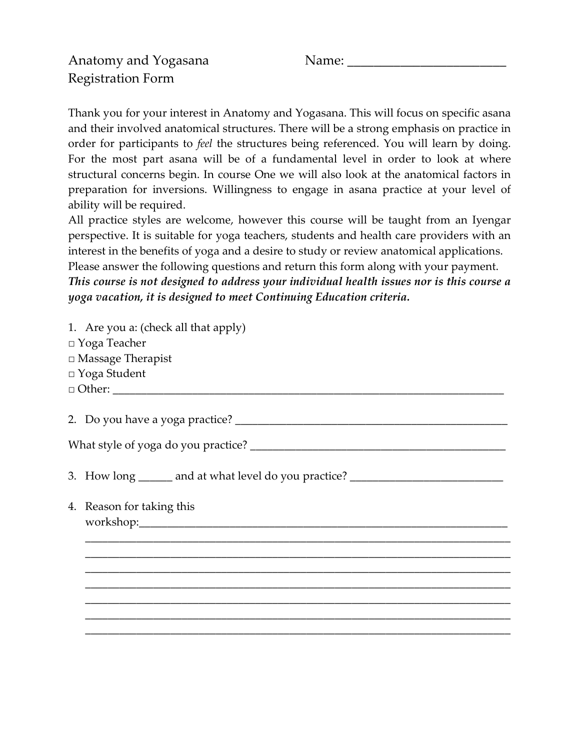Anatomy and Yogasana  
Registration Form

Name: \_\_\_\_\_\_\_\_\_\_\_\_\_\_\_\_\_\_\_\_\_\_\_\_\_\_

Thank you for your interest in Anatomy and Yogasana. This will focus on specific asana and their involved anatomical structures. There will be a strong emphasis on practice in order for participants to *feel* the structures being referenced. You will learn by doing. For the most part asana will be of a fundamental level in order to look at where structural concerns begin. In course One we will also look at the anatomical factors in preparation for inversions. Willingness to engage in asana practice at your level of ability will be required.
All practice styles are welcome, however this course will be taught from an Iyengar perspective. It is suitable for yoga teachers, students and health care providers with an interest in the benefits of yoga and a desire to study or review anatomical applications.
Please answer the following questions and return this form along with your payment.
***This course is not designed to address your individual health issues nor is this course a yoga vacation, it is designed to meet Continuing Education criteria.***

1. Are you a: (check all that apply)

□ Yoga Teacher  
□ Massage Therapist  
□ Yoga Student  
□ Other: \_\_\_\_\_\_\_\_\_\_\_\_\_\_\_\_\_\_\_\_\_\_\_\_\_\_\_\_\_\_\_\_\_\_\_\_\_\_\_\_\_\_\_\_\_\_\_\_\_\_\_\_\_\_\_\_\_\_\_\_\_\_\_\_

2. Do you have a yoga practice? \_\_\_\_\_\_\_\_\_\_\_\_\_\_\_\_\_\_\_\_\_\_\_\_\_\_\_\_\_\_\_\_\_\_\_\_\_\_\_\_\_\_\_\_\_\_

What style of yoga do you practice? \_\_\_\_\_\_\_\_\_\_\_\_\_\_\_\_\_\_\_\_\_\_\_\_\_\_\_\_\_\_\_\_\_\_\_\_\_\_\_\_\_\_\_

3. How long \_\_\_\_\_\_ and at what level do you practice? \_\_\_\_\_\_\_\_\_\_\_\_\_\_\_\_\_\_\_\_\_\_\_\_\_\_\_

4. Reason for taking this workshop:\_\_\_\_\_\_\_\_\_\_\_\_\_\_\_\_\_\_\_\_\_\_\_\_\_\_\_\_\_\_\_\_\_\_\_\_\_\_\_\_\_\_\_\_\_\_\_\_\_\_\_\_\_\_\_\_\_\_
\_\_\_\_\_\_\_\_\_\_\_\_\_\_\_\_\_\_\_\_\_\_\_\_\_\_\_\_\_\_\_\_\_\_\_\_\_\_\_\_\_\_\_\_\_\_\_\_\_\_\_\_\_\_\_\_\_\_\_\_\_\_\_\_\_\_\_\_\_\_
\_\_\_\_\_\_\_\_\_\_\_\_\_\_\_\_\_\_\_\_\_\_\_\_\_\_\_\_\_\_\_\_\_\_\_\_\_\_\_\_\_\_\_\_\_\_\_\_\_\_\_\_\_\_\_\_\_\_\_\_\_\_\_\_\_\_\_\_\_\_
\_\_\_\_\_\_\_\_\_\_\_\_\_\_\_\_\_\_\_\_\_\_\_\_\_\_\_\_\_\_\_\_\_\_\_\_\_\_\_\_\_\_\_\_\_\_\_\_\_\_\_\_\_\_\_\_\_\_\_\_\_\_\_\_\_\_\_\_\_\_
\_\_\_\_\_\_\_\_\_\_\_\_\_\_\_\_\_\_\_\_\_\_\_\_\_\_\_\_\_\_\_\_\_\_\_\_\_\_\_\_\_\_\_\_\_\_\_\_\_\_\_\_\_\_\_\_\_\_\_\_\_\_\_\_\_\_\_\_\_\_
\_\_\_\_\_\_\_\_\_\_\_\_\_\_\_\_\_\_\_\_\_\_\_\_\_\_\_\_\_\_\_\_\_\_\_\_\_\_\_\_\_\_\_\_\_\_\_\_\_\_\_\_\_\_\_\_\_\_\_\_\_\_\_\_\_\_\_\_\_\_
\_\_\_\_\_\_\_\_\_\_\_\_\_\_\_\_\_\_\_\_\_\_\_\_\_\_\_\_\_\_\_\_\_\_\_\_\_\_\_\_\_\_\_\_\_\_\_\_\_\_\_\_\_\_\_\_\_\_\_\_\_\_\_\_\_\_\_\_\_\_
\_\_\_\_\_\_\_\_\_\_\_\_\_\_\_\_\_\_\_\_\_\_\_\_\_\_\_\_\_\_\_\_\_\_\_\_\_\_\_\_\_\_\_\_\_\_\_\_\_\_\_\_\_\_\_\_\_\_\_\_\_\_\_\_\_\_\_\_\_\_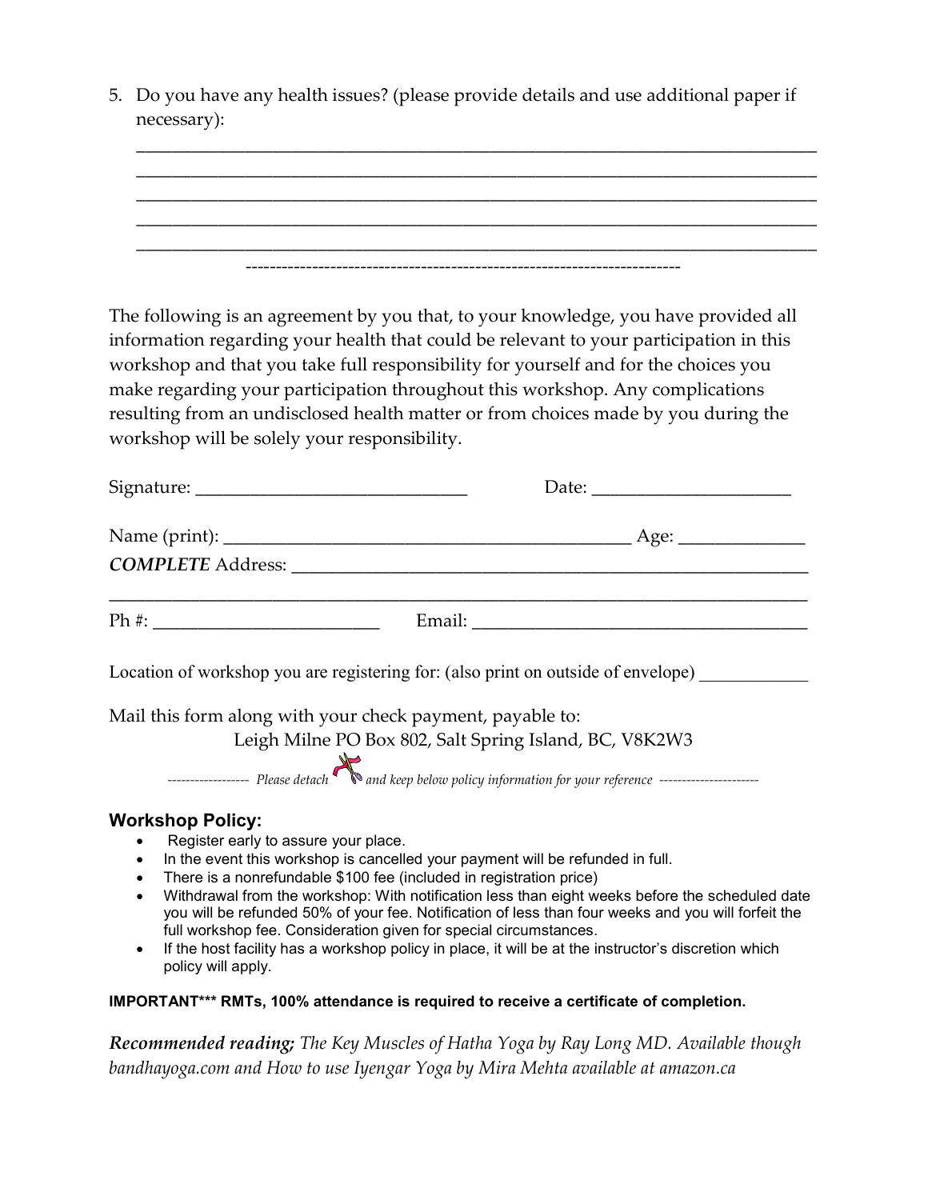5. Do you have any health issues? (please provide details and use additional paper if necessary):

_______________________________________________________________________________
_______________________________________________________________________________
_______________________________________________________________________________
_______________________________________________________________________________
_______________________________________________________________________________

-----------------------------------------------------------------------

The following is an agreement by you that, to your knowledge, you have provided all information regarding your health that could be relevant to your participation in this workshop and that you take full responsibility for yourself and for the choices you make regarding your participation throughout this workshop. Any complications resulting from an undisclosed health matter or from choices made by you during the workshop will be solely your responsibility.

Signature: ______________________________ Date: ______________________

Name (print): ______________________________________________ Age: ______________

***COMPLETE*** Address: ___________________________________________________________

_______________________________________________________________________________

Ph #: __________________________ Email: ______________________________________

Location of workshop you are registering for: (also print on outside of envelope) ____________

Mail this form along with your check payment, payable to:

Leigh Milne PO Box 802, Salt Spring Island, BC, V8K2W3

------------------ *Please detach and keep below policy information for your reference* ----------------------

**Workshop Policy:**

- Register early to assure your place.
- In the event this workshop is cancelled your payment will be refunded in full.
- There is a nonrefundable $100 fee (included in registration price)
- Withdrawal from the workshop: With notification less than eight weeks before the scheduled date you will be refunded 50% of your fee. Notification of less than four weeks and you will forfeit the full workshop fee. Consideration given for special circumstances.
- If the host facility has a workshop policy in place, it will be at the instructor's discretion which policy will apply.

**IMPORTANT*** RMTs, 100% attendance is required to receive a certificate of completion.**

***Recommended reading;*** *The Key Muscles of Hatha Yoga by Ray Long MD. Available though bandhayoga.com and How to use Iyengar Yoga by Mira Mehta available at amazon.ca*